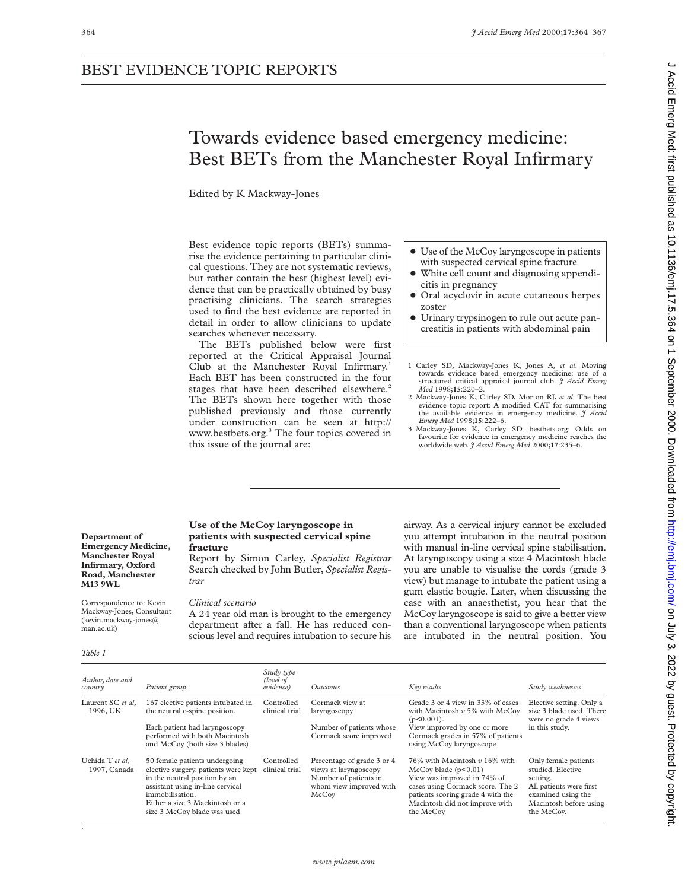# BEST EVIDENCE TOPIC REPORTS

# Towards evidence based emergency medicine: Best BETs from the Manchester Royal Infirmary

Edited by K Mackway-Jones

Best evidence topic reports (BETs) summarise the evidence pertaining to particular clinical questions. They are not systematic reviews, but rather contain the best (highest level) evidence that can be practically obtained by busy practising clinicians. The search strategies used to find the best evidence are reported in detail in order to allow clinicians to update searches whenever necessary.

The BETs published below were first reported at the Critical Appraisal Journal Club at the Manchester Royal Infirmary.[1] Each BET has been constructed in the four stages that have been described elsewhere.[2] The BETs shown here together with those published previously and those currently under construction can be seen at http://www.bestbets.org.[3] The four topics covered in this issue of the journal are:

- Use of the McCoy laryngoscope in patients with suspected cervical spine fracture
- White cell count and diagnosing appendicitis in pregnancy
- Oral acyclovir in acute cutaneous herpes zoster
- Urinary trypsinogen to rule out acute pancreatitis in patients with abdominal pain

1 Carley SD, Mackway-Jones K, Jones A, *et al*. Moving towards evidence based emergency medicine: use of a structured critical appraisal journal club. *J Accid Emerg Med* 1998;**15**:220–2.

2 Mackway-Jones K, Carley SD, Morton RJ, *et al*. The best evidence topic report: A modified CAT for summarising the available evidence in emergency medicine. *J Accid Emerg Med* 1998;**15**:222–6.

3 Mackway-Jones K, Carley SD. bestbets.org: Odds on favourite for evidence in emergency medicine reaches the worldwide web. *J Accid Emerg Med* 2000;**17**:235–6.

**Department of Emergency Medicine, Manchester Royal Infirmary, Oxford Road, Manchester M13 9WL**

Correspondence to: Kevin Mackway-Jones, Consultant (kevin.mackway-jones@man.ac.uk)

## Use of the McCoy laryngoscope in patients with suspected cervical spine fracture

Report by Simon Carley, *Specialist Registrar*
Search checked by John Butler, *Specialist Registrar*

### *Clinical scenario*

A 24 year old man is brought to the emergency department after a fall. He has reduced conscious level and requires intubation to secure his airway. As a cervical injury cannot be excluded you attempt intubation in the neutral position with manual in-line cervical spine stabilisation. At laryngoscopy using a size 4 Macintosh blade you are unable to visualise the cords (grade 3 view) but manage to intubate the patient using a gum elastic bougie. Later, when discussing the case with an anaesthetist, you hear that the McCoy laryngoscope is said to give a better view than a conventional laryngoscope when patients are intubated in the neutral position. You

*Table 1*

| Author, date and country | Patient group | Study type (level of evidence) | Outcomes | Key results | Study weaknesses |
|---|---|---|---|---|---|
| Laurent SC *et al*, 1996, UK | 167 elective patients intubated in the neutral c-spine position. Each patient had laryngoscopy performed with both Macintosh and McCoy (both size 3 blades) | Controlled clinical trial | Cormack view at laryngoscopy<br>Number of patients whose Cormack score improved | Grade 3 or 4 view in 33% of cases with Macintosh *v* 5% with McCoy ($p<0.001$).<br>View improved by one or more Cormack grades in 57% of patients using McCoy laryngoscope | Elective setting. Only a size 3 blade used. There were no grade 4 views in this study. |
| Uchida T *et al*, 1997, Canada | 50 female patients undergoing elective surgery. patients were kept in the neutral position by an assistant using in-line cervical immobilisation. Either a size 3 Mackintosh or a size 3 McCoy blade was used | Controlled clinical trial | Percentage of grade 3 or 4 views at laryngoscopy<br>Number of patients in whom view improved with McCoy | 76% with Macintosh *v* 16% with McCoy blade ($p<0.01$)<br>View was improved in 74% of cases using Cormack score. The 2 patients scoring grade 4 with the Macintosh did not improve with the McCoy | Only female patients studied. Elective setting. All patients were first examined using the Macintosh before using the McCoy. |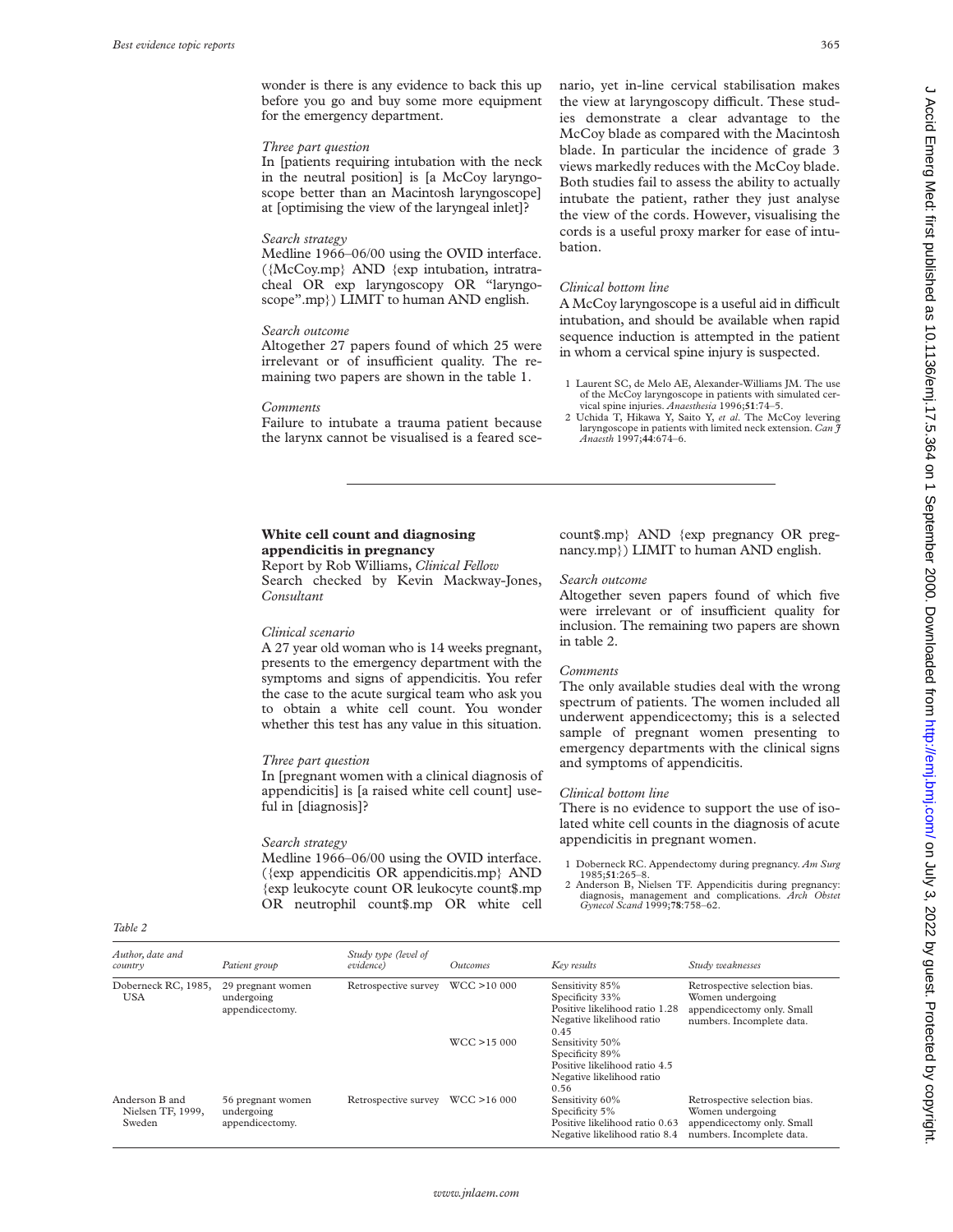wonder is there is any evidence to back this up before you go and buy some more equipment for the emergency department.

*Three part question*

In [patients requiring intubation with the neck in the neutral position] is [a McCoy laryngoscope better than an Macintosh laryngoscope] at [optimising the view of the laryngeal inlet]?

*Search strategy*

Medline 1966–06/00 using the OVID interface. ({McCoy.mp} AND {exp intubation, intratracheal OR exp laryngoscopy OR "laryngoscope".mp}) LIMIT to human AND english.

*Search outcome*

Altogether 27 papers found of which 25 were irrelevant or of insufficient quality. The remaining two papers are shown in the table 1.

*Comments*

Failure to intubate a trauma patient because the larynx cannot be visualised is a feared scenario, yet in-line cervical stabilisation makes the view at laryngoscopy difficult. These studies demonstrate a clear advantage to the McCoy blade as compared with the Macintosh blade. In particular the incidence of grade 3 views markedly reduces with the McCoy blade. Both studies fail to assess the ability to actually intubate the patient, rather they just analyse the view of the cords. However, visualising the cords is a useful proxy marker for ease of intubation.

*Clinical bottom line*

A McCoy laryngoscope is a useful aid in difficult intubation, and should be available when rapid sequence induction is attempted in the patient in whom a cervical spine injury is suspected.

1 Laurent SC, de Melo AE, Alexander-Williams JM. The use of the McCoy laryngoscope in patients with simulated cervical spine injuries. *Anaesthesia* 1996;**51**:74–5.
2 Uchida T, Hikawa Y, Saito Y, *et al*. The McCoy levering laryngoscope in patients with limited neck extension. *Can J Anaesth* 1997;**44**:674–6.

## White cell count and diagnosing appendicitis in pregnancy

Report by Rob Williams, *Clinical Fellow*
Search checked by Kevin Mackway-Jones, *Consultant*

*Clinical scenario*

A 27 year old woman who is 14 weeks pregnant, presents to the emergency department with the symptoms and signs of appendicitis. You refer the case to the acute surgical team who ask you to obtain a white cell count. You wonder whether this test has any value in this situation.

*Three part question*

In [pregnant women with a clinical diagnosis of appendicitis] is [a raised white cell count] useful in [diagnosis]?

*Search strategy*

Medline 1966–06/00 using the OVID interface. ({exp appendicitis OR appendicitis.mp} AND {exp leukocyte count OR leukocyte count$.mp OR neutrophil count$.mp OR white cell count$.mp} AND {exp pregnancy OR pregnancy.mp}) LIMIT to human AND english.

*Search outcome*

Altogether seven papers found of which five were irrelevant or of insufficient quality for inclusion. The remaining two papers are shown in table 2.

*Comments*

The only available studies deal with the wrong spectrum of patients. The women included all underwent appendicectomy; this is a selected sample of pregnant women presenting to emergency departments with the clinical signs and symptoms of appendicitis.

*Clinical bottom line*

There is no evidence to support the use of isolated white cell counts in the diagnosis of acute appendicitis in pregnant women.

1 Doberneck RC. Appendectomy during pregnancy. *Am Surg* 1985;**51**:265–8.
2 Anderson B, Nielsen TF. Appendicitis during pregnancy: diagnosis, management and complications. *Acta Obstet Gynecol Scand* 1999;**78**:758–62.

*Table 2*

| *Author, date and country* | *Patient group* | *Study type (level of evidence)* | *Outcomes* | *Key results* | *Study weaknesses* |
|---|---|---|---|---|---|
| Doberneck RC, 1985, USA | 29 pregnant women undergoing appendicectomy. | Retrospective survey | WCC >10 000 | Sensitivity 85%<br>Specificity 33%<br>Positive likelihood ratio 1.28<br>Negative likelihood ratio 0.45 | Retrospective selection bias. Women undergoing appendicectomy only. Small numbers. Incomplete data. |
| | | | WCC >15 000 | Sensitivity 50%<br>Specificity 89%<br>Positive likelihood ratio 4.5<br>Negative likelihood ratio 0.56 | |
| Anderson B and Nielsen TF, 1999, Sweden | 56 pregnant women undergoing appendicectomy. | Retrospective survey | WCC >16 000 | Sensitivity 60%<br>Specificity 5%<br>Positive likelihood ratio 0.63<br>Negative likelihood ratio 8.4 | Retrospective selection bias. Women undergoing appendicectomy only. Small numbers. Incomplete data. |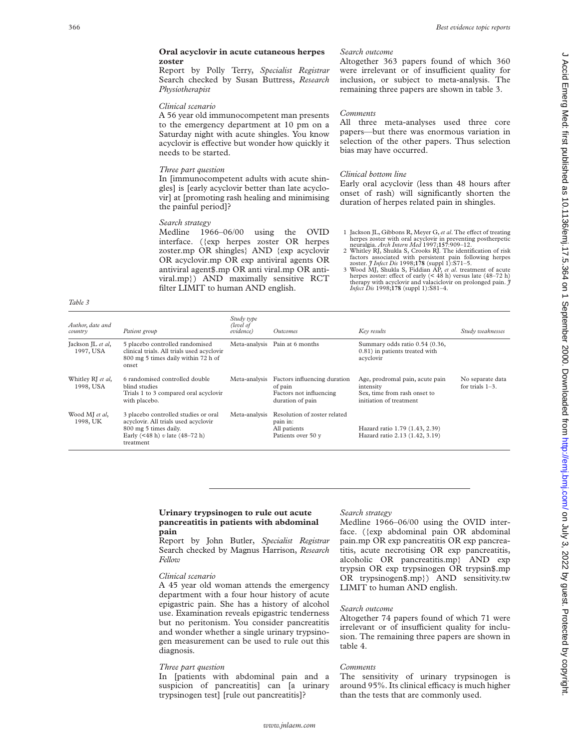## Oral acyclovir in acute cutaneous herpes zoster

Report by Polly Terry, *Specialist Registrar*
Search checked by Susan Buttress, *Research Physiotherapist*

### *Clinical scenario*

A 56 year old immunocompetent man presents to the emergency department at 10 pm on a Saturday night with acute shingles. You know acyclovir is effective but wonder how quickly it needs to be started.

### *Three part question*

In [immunocompetent adults with acute shingles] is [early acyclovir better than late acyclovir] at [promoting rash healing and minimising the painful period]?

### *Search strategy*

Medline 1966–06/00 using the OVID interface. ({exp herpes zoster OR herpes zoster.mp OR shingles} AND {exp acyclovir OR acyclovir.mp OR exp antiviral agents OR antiviral agent$.mp OR anti viral.mp OR antiviral.mp}) AND maximally sensitive RCT filter LIMIT to human AND english.

### *Search outcome*

Altogether 363 papers found of which 360 were irrelevant or of insufficient quality for inclusion, or subject to meta-analysis. The remaining three papers are shown in table 3.

### *Comments*

All three meta-analyses used three core papers—but there was enormous variation in selection of the other papers. Thus selection bias may have occurred.

### *Clinical bottom line*

Early oral acyclovir (less than 48 hours after onset of rash) will significantly shorten the duration of herpes related pain in shingles.

1 Jackson JL, Gibbons R, Meyer G, *et al*. The effect of treating herpes zoster with oral acyclovir in preventing postherpetic neuralgia. *Arch Intern Med* 1997;**157**:909–12.
2 Whitley RJ, Shukla S, Crooks RJ. The identification of risk factors associated with persistent pain following herpes zoster. *J Infect Dis* 1998;**178** (suppl 1):S71–5.
3 Wood MJ, Shukla S, Fiddian AP, *et al*. treatment of acute herpes zoster: effect of early (< 48 h) versus late (48–72 h) therapy with acyclovir and valaciclovir on prolonged pain. *J Infect Dis* 1998;**178** (suppl 1):S81–4.

*Table 3*

| *Author, date and country* | *Patient group* | *Study type (level of evidence)* | *Outcomes* | *Key results* | *Study weaknesses* |
|---|---|---|---|---|---|
| Jackson JL *et al*, 1997, USA | 5 placebo controlled randomised clinical trials. All trials used acyclovir 800 mg 5 times daily within 72 h of onset | Meta-analysis | Pain at 6 months | Summary odds ratio 0.54 (0.36, 0.81) in patients treated with acyclovir | |
| Whitley RJ *et al*, 1998, USA | 6 randomised controlled double blind studies. Trials 1 to 3 compared oral acyclovir with placebo. | Meta-analysis | Factors influencing duration of pain<br>Factors not influencing duration of pain | Age, prodromal pain, acute pain intensity<br>Sex, time from rash onset to initiation of treatment | No separate data for trials 1–3. |
| Wood MJ *et al*, 1998, UK | 3 placebo controlled studies or oral acyclovir. All trials used acyclovir 800 mg 5 times daily. Early (<48 h) *v* late (48–72 h) treatment | Meta-analysis | Resolution of zoster related pain in:<br>All patients<br>Patients over 50 y | <br>Hazard ratio 1.79 (1.43, 2.39)<br>Hazard ratio 2.13 (1.42, 3.19) | |

## Urinary trypsinogen to rule out acute pancreatitis in patients with abdominal pain

Report by John Butler, *Specialist Registrar*
Search checked by Magnus Harrison, *Research Fellow*

### *Clinical scenario*

A 45 year old woman attends the emergency department with a four hour history of acute epigastric pain. She has a history of alcohol use. Examination reveals epigastric tenderness but no peritonism. You consider pancreatitis and wonder whether a single urinary trypsinogen measurement can be used to rule out this diagnosis.

### *Three part question*

In [patients with abdominal pain and a suspicion of pancreatitis] can [a urinary trypsinogen test] [rule out pancreatitis]?

### *Search strategy*

Medline 1966–06/00 using the OVID interface. ({exp abdominal pain OR abdominal pain.mp OR exp pancreatitis OR exp pancreatitis, acute necrotising OR exp pancreatitis, alcoholic OR pancreatitis.mp} AND exp trypsin OR exp trypsinogen OR trypsin$.mp OR trypsinogen$.mp}) AND sensitivity.tw LIMIT to human AND english.

### *Search outcome*

Altogether 74 papers found of which 71 were irrelevant or of insufficient quality for inclusion. The remaining three papers are shown in table 4.

### *Comments*

The sensitivity of urinary trypsinogen is around 95%. Its clinical efficacy is much higher than the tests that are commonly used.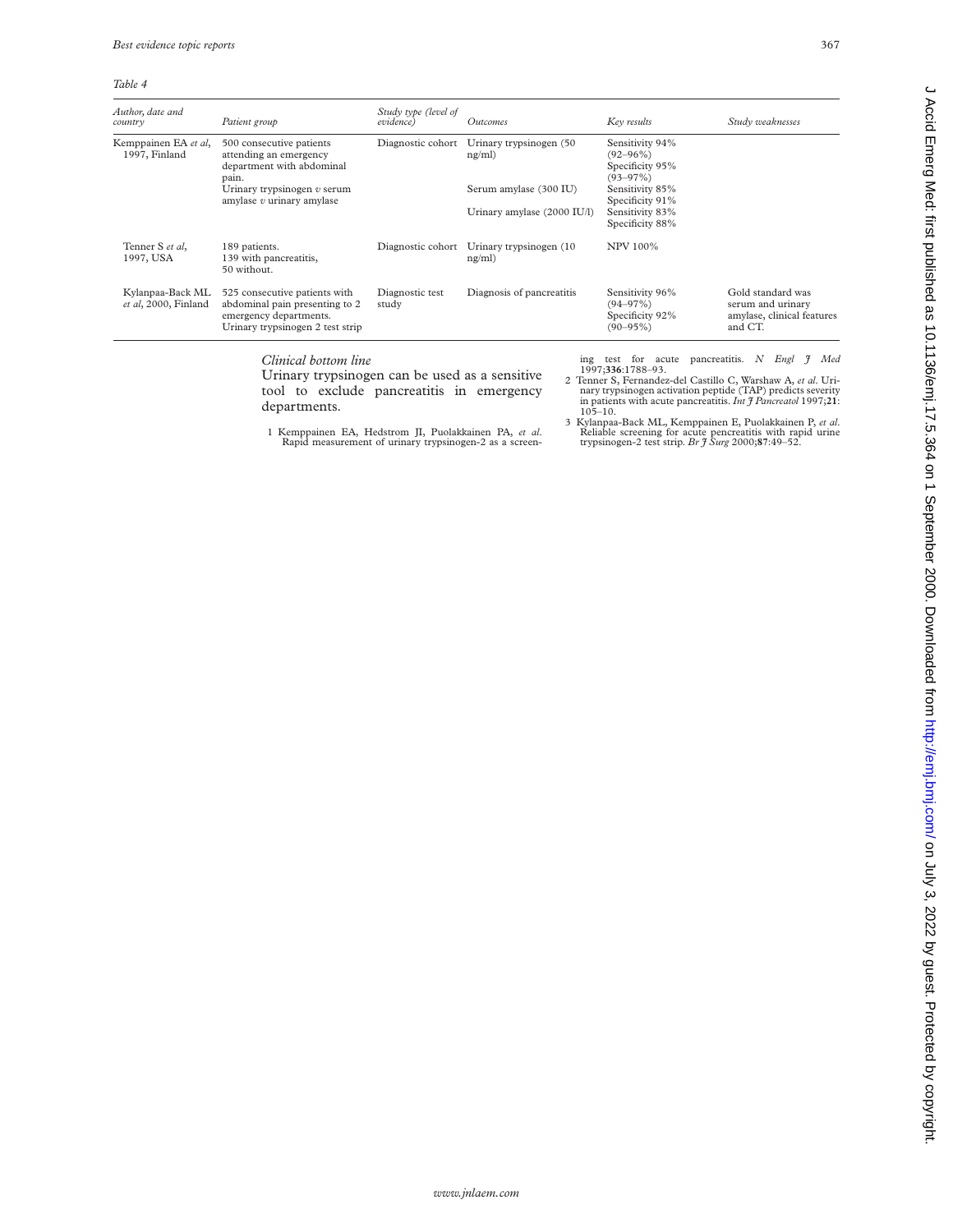*Table 4*

| Author, date and country | Patient group | Study type (level of evidence) | Outcomes | Key results | Study weaknesses |
|---|---|---|---|---|---|
| Kemppainen EA *et al*, 1997, Finland | 500 consecutive patients attending an emergency department with abdominal pain. Urinary trypsinogen *v* serum amylase *v* urinary amylase | Diagnostic cohort | Urinary trypsinogen (50 ng/ml) | Sensitivity 94% (92–96%) Specificity 95% (93–97%) | |
| | | | Serum amylase (300 IU) | Sensitivity 85% Specificity 91% | |
| | | | Urinary amylase (2000 IU/l) | Sensitivity 83% Specificity 88% | |
| Tenner S *et al*, 1997, USA | 189 patients. 139 with pancreatitis, 50 without. | Diagnostic cohort | Urinary trypsinogen (10 ng/ml) | NPV 100% | |
| Kylanpaa-Back ML *et al*, 2000, Finland | 525 consecutive patients with abdominal pain presenting to 2 emergency departments. Urinary trypsinogen 2 test strip | Diagnostic test study | Diagnosis of pancreatitis | Sensitivity 96% (94–97%) Specificity 92% (90–95%) | Gold standard was serum and urinary amylase, clinical features and CT. |

*Clinical bottom line*

Urinary trypsinogen can be used as a sensitive tool to exclude pancreatitis in emergency departments.

1 Kemppainen EA, Hedstrom JI, Puolakkainen PA, *et al*. Rapid measurement of urinary trypsinogen-2 as a screening test for acute pancreatitis. *N Engl J Med* 1997;**336**:1788–93.

2 Tenner S, Fernandez-del Castillo C, Warshaw A, *et al*. Urinary trypsinogen activation peptide (TAP) predicts severity in patients with acute pancreatitis. *Int J Pancreatol* 1997;**21**:105–10.

3 Kylanpaa-Back ML, Kemppainen E, Puolakkainen P, *et al*. Reliable screening for acute pencreatitis with rapid urine trypsinogen-2 test strip. *Br J Surg* 2000;**87**:49–52.